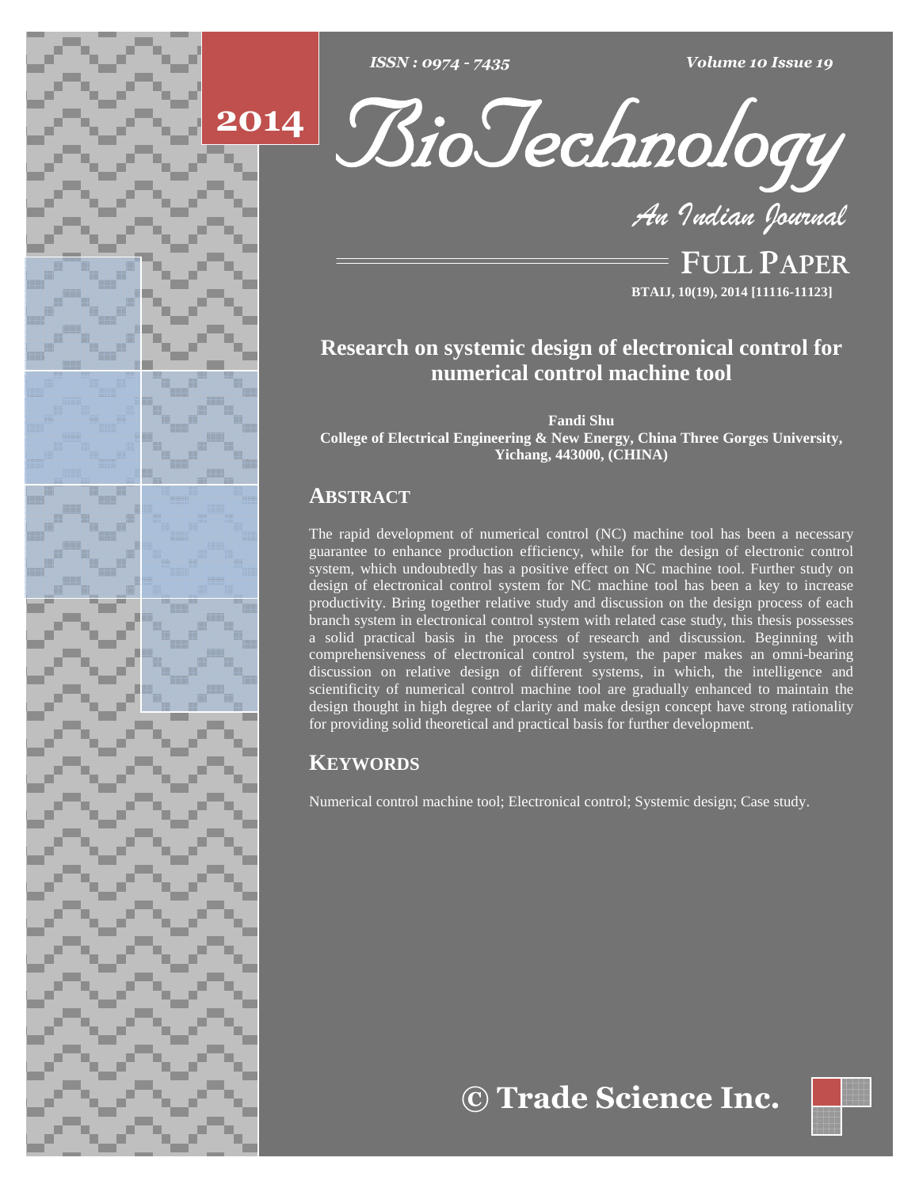# Research on systemic design of electronical control for numerical control machine tool

**Fandi Shu**
**College of Electrical Engineering & New Energy, China Three Gorges University, Yichang, 443000, (CHINA)**

## ABSTRACT

The rapid development of numerical control (NC) machine tool has been a necessary guarantee to enhance production efficiency, while for the design of electronic control system, which undoubtedly has a positive effect on NC machine tool. Further study on design of electronical control system for NC machine tool has been a key to increase productivity. Bring together relative study and discussion on the design process of each branch system in electronical control system with related case study, this thesis possesses a solid practical basis in the process of research and discussion. Beginning with comprehensiveness of electronical control system, the paper makes an omni-bearing discussion on relative design of different systems, in which, the intelligence and scientificity of numerical control machine tool are gradually enhanced to maintain the design thought in high degree of clarity and make design concept have strong rationality for providing solid theoretical and practical basis for further development.

## KEYWORDS

Numerical control machine tool; Electronical control; Systemic design; Case study.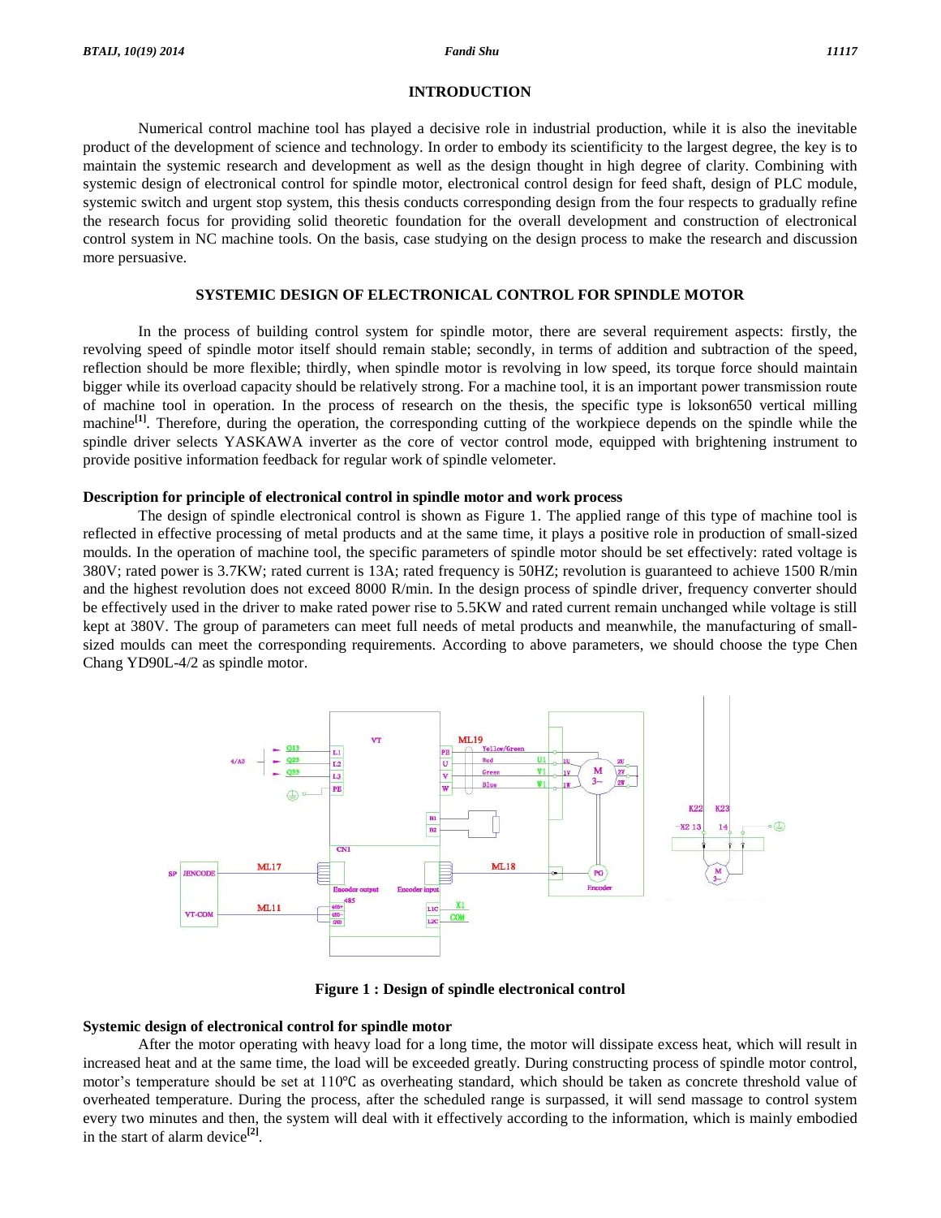## INTRODUCTION

Numerical control machine tool has played a decisive role in industrial production, while it is also the inevitable product of the development of science and technology. In order to embody its scientificity to the largest degree, the key is to maintain the systemic research and development as well as the design thought in high degree of clarity. Combining with systemic design of electronical control for spindle motor, electronical control design for feed shaft, design of PLC module, systemic switch and urgent stop system, this thesis conducts corresponding design from the four respects to gradually refine the research focus for providing solid theoretic foundation for the overall development and construction of electronical control system in NC machine tools. On the basis, case studying on the design process to make the research and discussion more persuasive.

## SYSTEMIC DESIGN OF ELECTRONICAL CONTROL FOR SPINDLE MOTOR

In the process of building control system for spindle motor, there are several requirement aspects: firstly, the revolving speed of spindle motor itself should remain stable; secondly, in terms of addition and subtraction of the speed, reflection should be more flexible; thirdly, when spindle motor is revolving in low speed, its torque force should maintain bigger while its overload capacity should be relatively strong. For a machine tool, it is an important power transmission route of machine tool in operation. In the process of research on the thesis, the specific type is lokson650 vertical milling machine[1]. Therefore, during the operation, the corresponding cutting of the workpiece depends on the spindle while the spindle driver selects YASKAWA inverter as the core of vector control mode, equipped with brightening instrument to provide positive information feedback for regular work of spindle velometer.

### Description for principle of electronical control in spindle motor and work process

The design of spindle electronical control is shown as Figure 1. The applied range of this type of machine tool is reflected in effective processing of metal products and at the same time, it plays a positive role in production of small-sized moulds. In the operation of machine tool, the specific parameters of spindle motor should be set effectively: rated voltage is 380V; rated power is 3.7KW; rated current is 13A; rated frequency is 50HZ; revolution is guaranteed to achieve 1500 R/min and the highest revolution does not exceed 8000 R/min. In the design process of spindle driver, frequency converter should be effectively used in the driver to make rated power rise to 5.5KW and rated current remain unchanged while voltage is still kept at 380V. The group of parameters can meet full needs of metal products and meanwhile, the manufacturing of small-sized moulds can meet the corresponding requirements. According to above parameters, we should choose the type Chen Chang YD90L-4/2 as spindle motor.

**Figure 1 : Design of spindle electronical control**

### Systemic design of electronical control for spindle motor

After the motor operating with heavy load for a long time, the motor will dissipate excess heat, which will result in increased heat and at the same time, the load will be exceeded greatly. During constructing process of spindle motor control, motor's temperature should be set at 110℃ as overheating standard, which should be taken as concrete threshold value of overheated temperature. During the process, after the scheduled range is surpassed, it will send massage to control system every two minutes and then, the system will deal with it effectively according to the information, which is mainly embodied in the start of alarm device[2].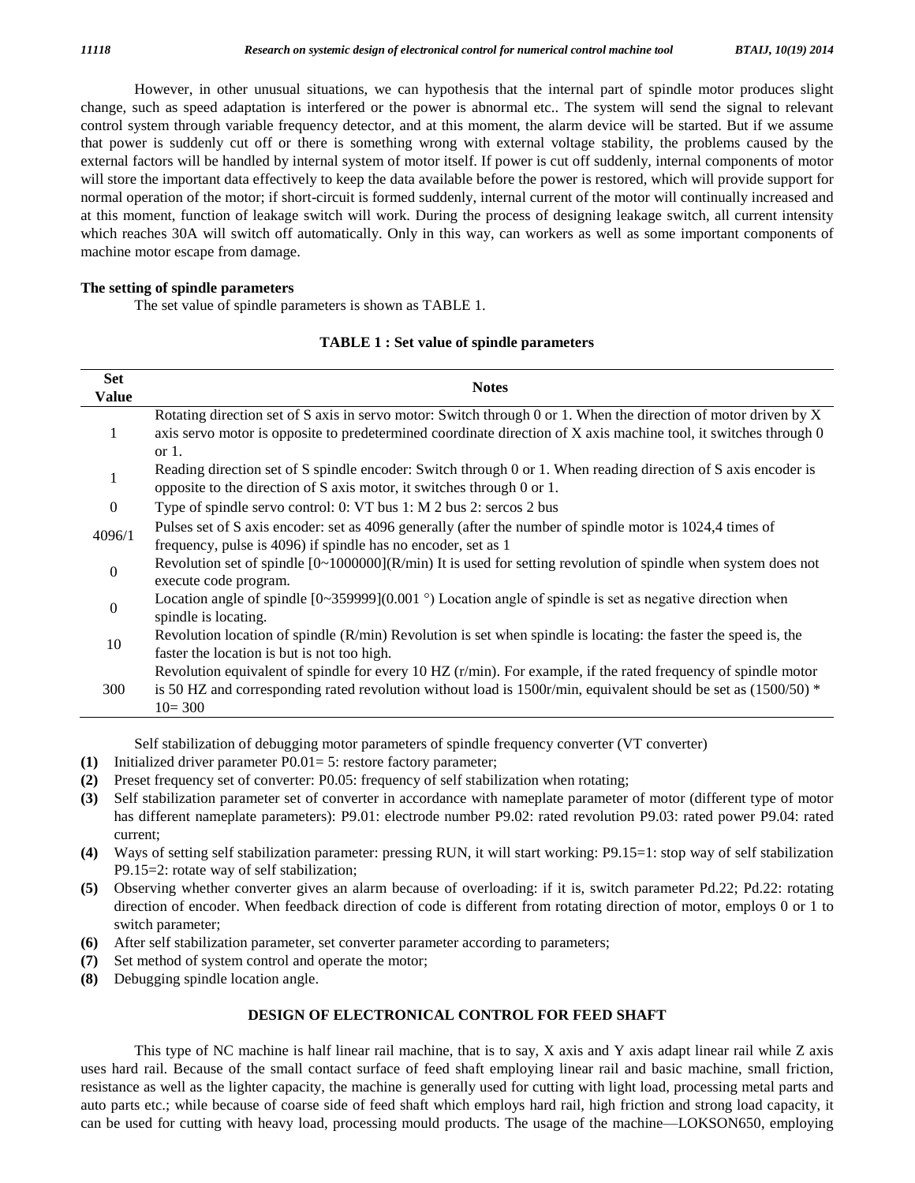However, in other unusual situations, we can hypothesis that the internal part of spindle motor produces slight change, such as speed adaptation is interfered or the power is abnormal etc.. The system will send the signal to relevant control system through variable frequency detector, and at this moment, the alarm device will be started. But if we assume that power is suddenly cut off or there is something wrong with external voltage stability, the problems caused by the external factors will be handled by internal system of motor itself. If power is cut off suddenly, internal components of motor will store the important data effectively to keep the data available before the power is restored, which will provide support for normal operation of the motor; if short-circuit is formed suddenly, internal current of the motor will continually increased and at this moment, function of leakage switch will work. During the process of designing leakage switch, all current intensity which reaches 30A will switch off automatically. Only in this way, can workers as well as some important components of machine motor escape from damage.

**The setting of spindle parameters**

The set value of spindle parameters is shown as TABLE 1.

**TABLE 1 : Set value of spindle parameters**

| Set Value | Notes |
|---|---|
| 1 | Rotating direction set of S axis in servo motor: Switch through 0 or 1. When the direction of motor driven by X axis servo motor is opposite to predetermined coordinate direction of X axis machine tool, it switches through 0 or 1. |
| 1 | Reading direction set of S spindle encoder: Switch through 0 or 1. When reading direction of S axis encoder is opposite to the direction of S axis motor, it switches through 0 or 1. |
| 0 | Type of spindle servo control: 0: VT bus 1: M 2 bus 2: sercos 2 bus |
| 4096/1 | Pulses set of S axis encoder: set as 4096 generally (after the number of spindle motor is 1024,4 times of frequency, pulse is 4096) if spindle has no encoder, set as 1 |
| 0 | Revolution set of spindle [0~1000000](R/min) It is used for setting revolution of spindle when system does not execute code program. |
| 0 | Location angle of spindle [0~359999](0.001 °) Location angle of spindle is set as negative direction when spindle is locating. |
| 10 | Revolution location of spindle (R/min) Revolution is set when spindle is locating: the faster the speed is, the faster the location is but is not too high. |
| 300 | Revolution equivalent of spindle for every 10 HZ (r/min). For example, if the rated frequency of spindle motor is 50 HZ and corresponding rated revolution without load is 1500r/min, equivalent should be set as (1500/50) * 10= 300 |

Self stabilization of debugging motor parameters of spindle frequency converter (VT converter)

**(1)** Initialized driver parameter P0.01= 5: restore factory parameter;

**(2)** Preset frequency set of converter: P0.05: frequency of self stabilization when rotating;

**(3)** Self stabilization parameter set of converter in accordance with nameplate parameter of motor (different type of motor has different nameplate parameters): P9.01: electrode number P9.02: rated revolution P9.03: rated power P9.04: rated current;

**(4)** Ways of setting self stabilization parameter: pressing RUN, it will start working: P9.15=1: stop way of self stabilization P9.15=2: rotate way of self stabilization;

**(5)** Observing whether converter gives an alarm because of overloading: if it is, switch parameter Pd.22; Pd.22: rotating direction of encoder. When feedback direction of code is different from rotating direction of motor, employs 0 or 1 to switch parameter;

**(6)** After self stabilization parameter, set converter parameter according to parameters;

**(7)** Set method of system control and operate the motor;

**(8)** Debugging spindle location angle.

## DESIGN OF ELECTRONICAL CONTROL FOR FEED SHAFT

This type of NC machine is half linear rail machine, that is to say, X axis and Y axis adapt linear rail while Z axis uses hard rail. Because of the small contact surface of feed shaft employing linear rail and basic machine, small friction, resistance as well as the lighter capacity, the machine is generally used for cutting with light load, processing metal parts and auto parts etc.; while because of coarse side of feed shaft which employs hard rail, high friction and strong load capacity, it can be used for cutting with heavy load, processing mould products. The usage of the machine—LOKSON650, employing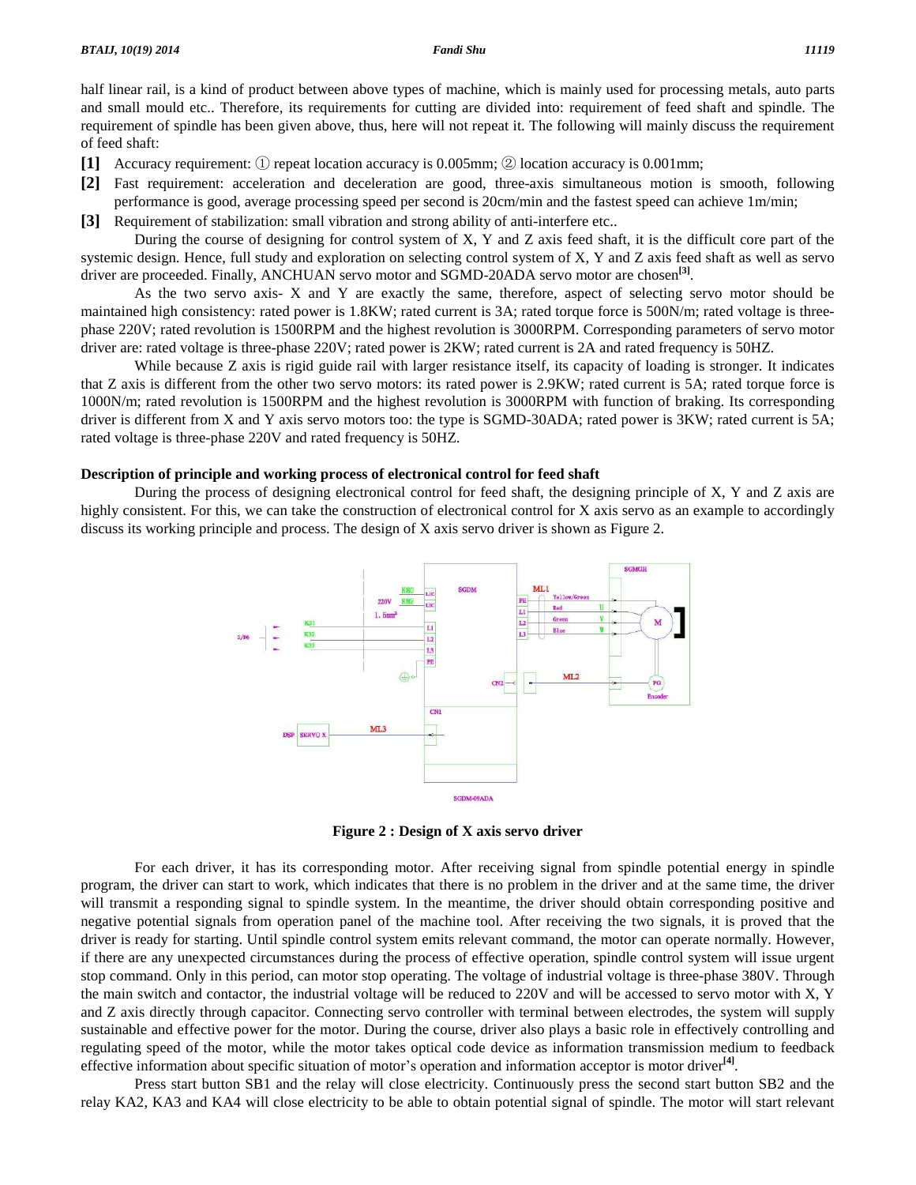half linear rail, is a kind of product between above types of machine, which is mainly used for processing metals, auto parts and small mould etc.. Therefore, its requirements for cutting are divided into: requirement of feed shaft and spindle. The requirement of spindle has been given above, thus, here will not repeat it. The following will mainly discuss the requirement of feed shaft:

**[1]** Accuracy requirement: ① repeat location accuracy is 0.005mm; ② location accuracy is 0.001mm;

**[2]** Fast requirement: acceleration and deceleration are good, three-axis simultaneous motion is smooth, following performance is good, average processing speed per second is 20cm/min and the fastest speed can achieve 1m/min;

**[3]** Requirement of stabilization: small vibration and strong ability of anti-interfere etc..

During the course of designing for control system of X, Y and Z axis feed shaft, it is the difficult core part of the systemic design. Hence, full study and exploration on selecting control system of X, Y and Z axis feed shaft as well as servo driver are proceeded. Finally, ANCHUAN servo motor and SGMD-20ADA servo motor are chosen[3].

As the two servo axis- X and Y are exactly the same, therefore, aspect of selecting servo motor should be maintained high consistency: rated power is 1.8KW; rated current is 3A; rated torque force is 500N/m; rated voltage is three-phase 220V; rated revolution is 1500RPM and the highest revolution is 3000RPM. Corresponding parameters of servo motor driver are: rated voltage is three-phase 220V; rated power is 2KW; rated current is 2A and rated frequency is 50HZ.

While because Z axis is rigid guide rail with larger resistance itself, its capacity of loading is stronger. It indicates that Z axis is different from the other two servo motors: its rated power is 2.9KW; rated current is 5A; rated torque force is 1000N/m; rated revolution is 1500RPM and the highest revolution is 3000RPM with function of braking. Its corresponding driver is different from X and Y axis servo motors too: the type is SGMD-30ADA; rated power is 3KW; rated current is 5A; rated voltage is three-phase 220V and rated frequency is 50HZ.

### Description of principle and working process of electronical control for feed shaft

During the process of designing electronical control for feed shaft, the designing principle of X, Y and Z axis are highly consistent. For this, we can take the construction of electronical control for X axis servo as an example to accordingly discuss its working principle and process. The design of X axis servo driver is shown as Figure 2.

**Figure 2 : Design of X axis servo driver**

For each driver, it has its corresponding motor. After receiving signal from spindle potential energy in spindle program, the driver can start to work, which indicates that there is no problem in the driver and at the same time, the driver will transmit a responding signal to spindle system. In the meantime, the driver should obtain corresponding positive and negative potential signals from operation panel of the machine tool. After receiving the two signals, it is proved that the driver is ready for starting. Until spindle control system emits relevant command, the motor can operate normally. However, if there are any unexpected circumstances during the process of effective operation, spindle control system will issue urgent stop command. Only in this period, can motor stop operating. The voltage of industrial voltage is three-phase 380V. Through the main switch and contactor, the industrial voltage will be reduced to 220V and will be accessed to servo motor with X, Y and Z axis directly through capacitor. Connecting servo controller with terminal between electrodes, the system will supply sustainable and effective power for the motor. During the course, driver also plays a basic role in effectively controlling and regulating speed of the motor, while the motor takes optical code device as information transmission medium to feedback effective information about specific situation of motor's operation and information acceptor is motor driver[4].

Press start button SB1 and the relay will close electricity. Continuously press the second start button SB2 and the relay KA2, KA3 and KA4 will close electricity to be able to obtain potential signal of spindle. The motor will start relevant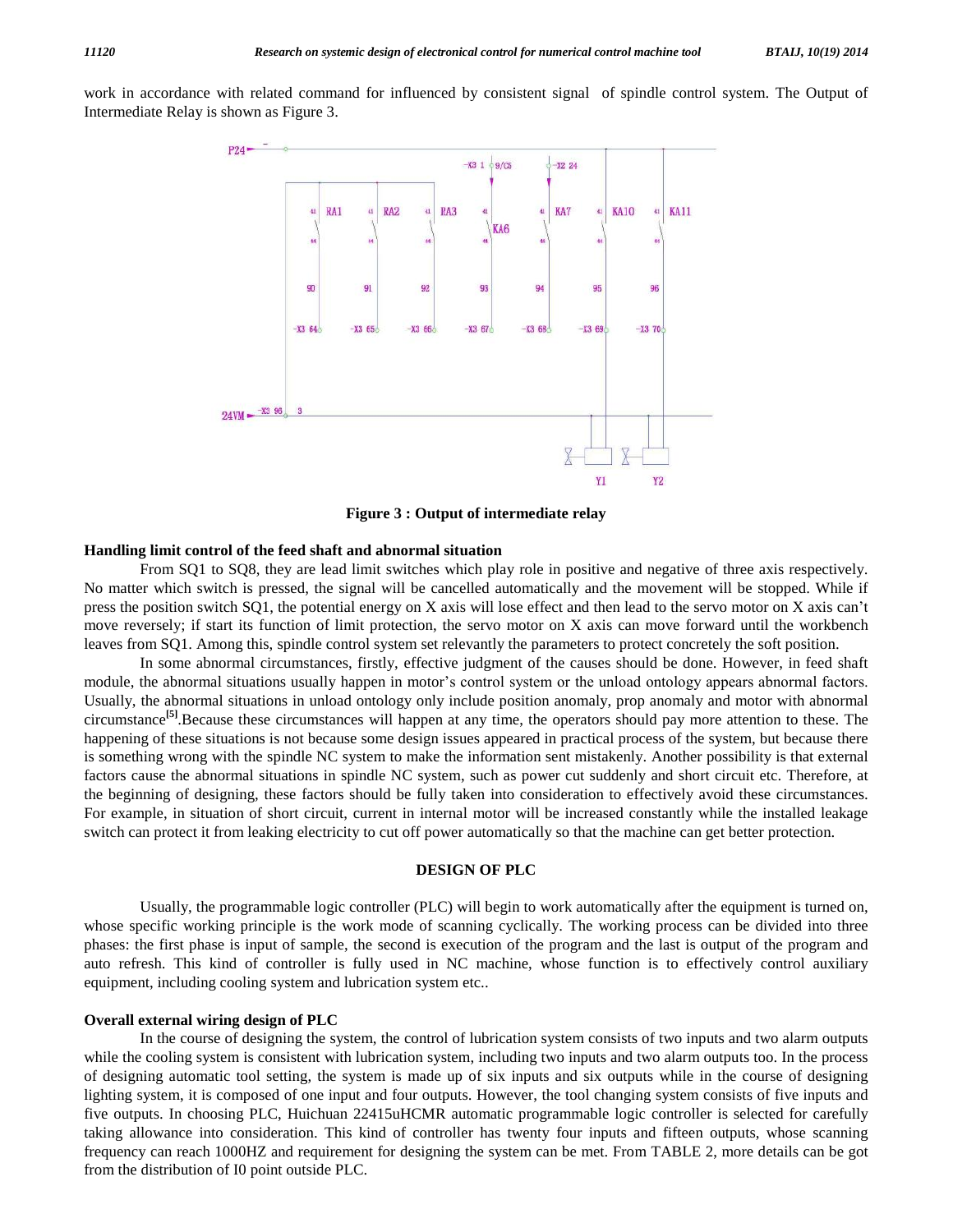work in accordance with related command for influenced by consistent signal of spindle control system. The Output of Intermediate Relay is shown as Figure 3.

**Figure 3 : Output of intermediate relay**

**Handling limit control of the feed shaft and abnormal situation**

From SQ1 to SQ8, they are lead limit switches which play role in positive and negative of three axis respectively. No matter which switch is pressed, the signal will be cancelled automatically and the movement will be stopped. While if press the position switch SQ1, the potential energy on X axis will lose effect and then lead to the servo motor on X axis can't move reversely; if start its function of limit protection, the servo motor on X axis can move forward until the workbench leaves from SQ1. Among this, spindle control system set relevantly the parameters to protect concretely the soft position.

In some abnormal circumstances, firstly, effective judgment of the causes should be done. However, in feed shaft module, the abnormal situations usually happen in motor's control system or the unload ontology appears abnormal factors. Usually, the abnormal situations in unload ontology only include position anomaly, prop anomaly and motor with abnormal circumstance[5].Because these circumstances will happen at any time, the operators should pay more attention to these. The happening of these situations is not because some design issues appeared in practical process of the system, but because there is something wrong with the spindle NC system to make the information sent mistakenly. Another possibility is that external factors cause the abnormal situations in spindle NC system, such as power cut suddenly and short circuit etc. Therefore, at the beginning of designing, these factors should be fully taken into consideration to effectively avoid these circumstances. For example, in situation of short circuit, current in internal motor will be increased constantly while the installed leakage switch can protect it from leaking electricity to cut off power automatically so that the machine can get better protection.

## DESIGN OF PLC

Usually, the programmable logic controller (PLC) will begin to work automatically after the equipment is turned on, whose specific working principle is the work mode of scanning cyclically. The working process can be divided into three phases: the first phase is input of sample, the second is execution of the program and the last is output of the program and auto refresh. This kind of controller is fully used in NC machine, whose function is to effectively control auxiliary equipment, including cooling system and lubrication system etc..

**Overall external wiring design of PLC**

In the course of designing the system, the control of lubrication system consists of two inputs and two alarm outputs while the cooling system is consistent with lubrication system, including two inputs and two alarm outputs too. In the process of designing automatic tool setting, the system is made up of six inputs and six outputs while in the course of designing lighting system, it is composed of one input and four outputs. However, the tool changing system consists of five inputs and five outputs. In choosing PLC, Huichuan 22415uHCMR automatic programmable logic controller is selected for carefully taking allowance into consideration. This kind of controller has twenty four inputs and fifteen outputs, whose scanning frequency can reach 1000HZ and requirement for designing the system can be met. From TABLE 2, more details can be got from the distribution of I0 point outside PLC.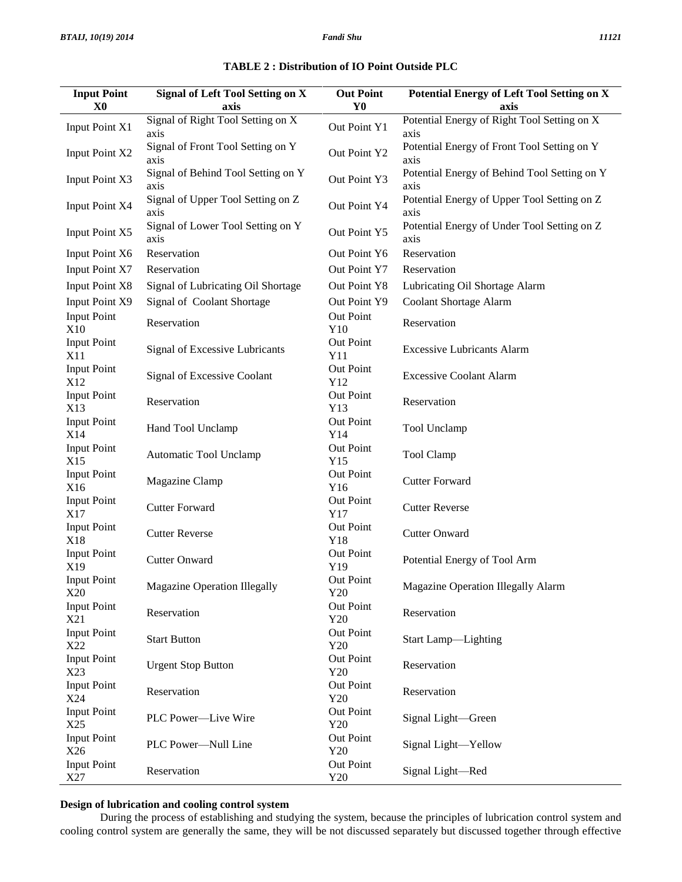**TABLE 2 : Distribution of IO Point Outside PLC**

| Input Point X0 | Signal of Left Tool Setting on X axis | Out Point Y0 | Potential Energy of Left Tool Setting on X axis |
|---|---|---|---|
| Input Point X1 | Signal of Right Tool Setting on X axis | Out Point Y1 | Potential Energy of Right Tool Setting on X axis |
| Input Point X2 | Signal of Front Tool Setting on Y axis | Out Point Y2 | Potential Energy of Front Tool Setting on Y axis |
| Input Point X3 | Signal of Behind Tool Setting on Y axis | Out Point Y3 | Potential Energy of Behind Tool Setting on Y axis |
| Input Point X4 | Signal of Upper Tool Setting on Z axis | Out Point Y4 | Potential Energy of Upper Tool Setting on Z axis |
| Input Point X5 | Signal of Lower Tool Setting on Y axis | Out Point Y5 | Potential Energy of Under Tool Setting on Z axis |
| Input Point X6 | Reservation | Out Point Y6 | Reservation |
| Input Point X7 | Reservation | Out Point Y7 | Reservation |
| Input Point X8 | Signal of Lubricating Oil Shortage | Out Point Y8 | Lubricating Oil Shortage Alarm |
| Input Point X9 | Signal of Coolant Shortage | Out Point Y9 | Coolant Shortage Alarm |
| Input Point X10 | Reservation | Out Point Y10 | Reservation |
| Input Point X11 | Signal of Excessive Lubricants | Out Point Y11 | Excessive Lubricants Alarm |
| Input Point X12 | Signal of Excessive Coolant | Out Point Y12 | Excessive Coolant Alarm |
| Input Point X13 | Reservation | Out Point Y13 | Reservation |
| Input Point X14 | Hand Tool Unclamp | Out Point Y14 | Tool Unclamp |
| Input Point X15 | Automatic Tool Unclamp | Out Point Y15 | Tool Clamp |
| Input Point X16 | Magazine Clamp | Out Point Y16 | Cutter Forward |
| Input Point X17 | Cutter Forward | Out Point Y17 | Cutter Reverse |
| Input Point X18 | Cutter Reverse | Out Point Y18 | Cutter Onward |
| Input Point X19 | Cutter Onward | Out Point Y19 | Potential Energy of Tool Arm |
| Input Point X20 | Magazine Operation Illegally | Out Point Y20 | Magazine Operation Illegally Alarm |
| Input Point X21 | Reservation | Out Point Y20 | Reservation |
| Input Point X22 | Start Button | Out Point Y20 | Start Lamp—Lighting |
| Input Point X23 | Urgent Stop Button | Out Point Y20 | Reservation |
| Input Point X24 | Reservation | Out Point Y20 | Reservation |
| Input Point X25 | PLC Power—Live Wire | Out Point Y20 | Signal Light—Green |
| Input Point X26 | PLC Power—Null Line | Out Point Y20 | Signal Light—Yellow |
| Input Point X27 | Reservation | Out Point Y20 | Signal Light—Red |

**Design of lubrication and cooling control system**

During the process of establishing and studying the system, because the principles of lubrication control system and cooling control system are generally the same, they will be not discussed separately but discussed together through effective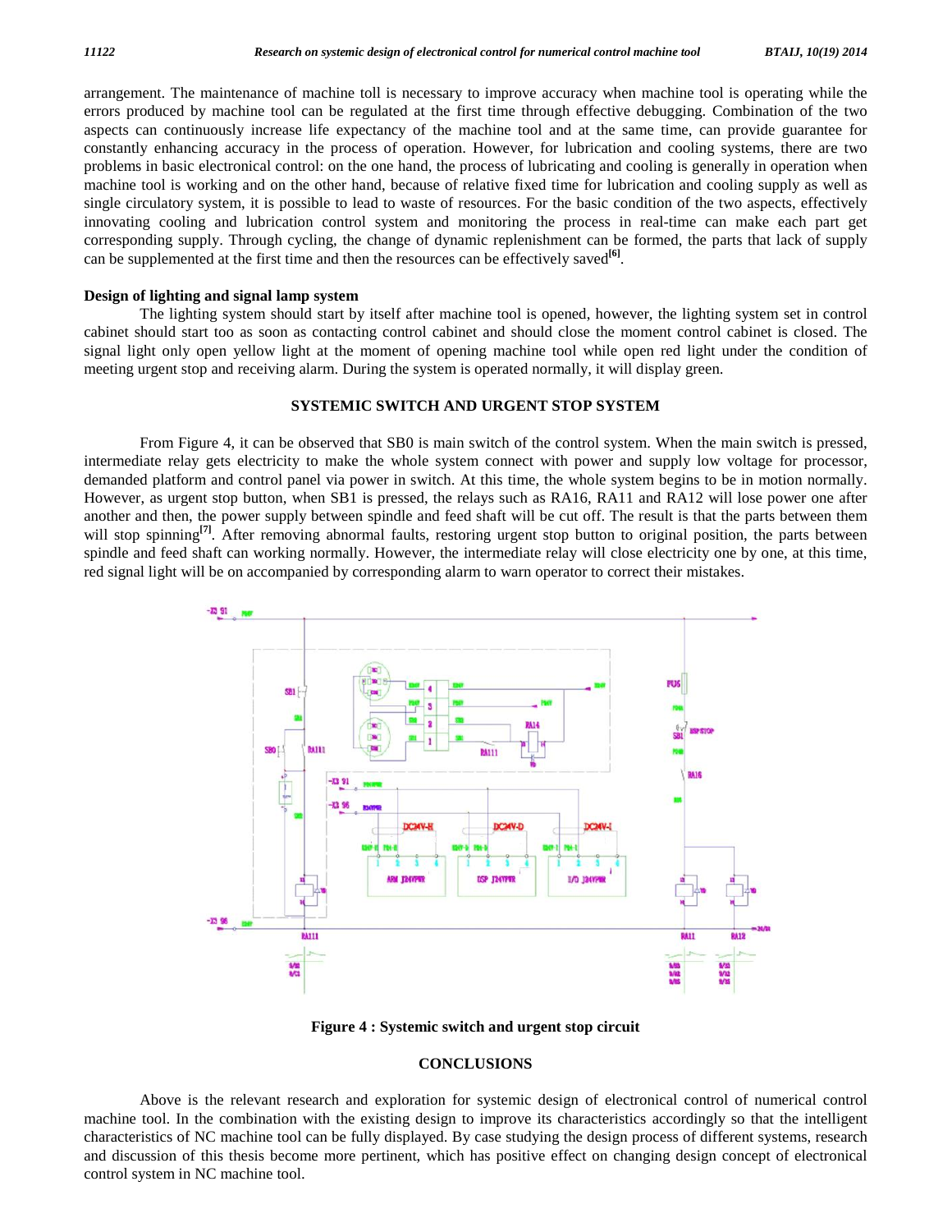arrangement. The maintenance of machine toll is necessary to improve accuracy when machine tool is operating while the errors produced by machine tool can be regulated at the first time through effective debugging. Combination of the two aspects can continuously increase life expectancy of the machine tool and at the same time, can provide guarantee for constantly enhancing accuracy in the process of operation. However, for lubrication and cooling systems, there are two problems in basic electronical control: on the one hand, the process of lubricating and cooling is generally in operation when machine tool is working and on the other hand, because of relative fixed time for lubrication and cooling supply as well as single circulatory system, it is possible to lead to waste of resources. For the basic condition of the two aspects, effectively innovating cooling and lubrication control system and monitoring the process in real-time can make each part get corresponding supply. Through cycling, the change of dynamic replenishment can be formed, the parts that lack of supply can be supplemented at the first time and then the resources can be effectively saved[6].

### Design of lighting and signal lamp system

The lighting system should start by itself after machine tool is opened, however, the lighting system set in control cabinet should start too as soon as contacting control cabinet and should close the moment control cabinet is closed. The signal light only open yellow light at the moment of opening machine tool while open red light under the condition of meeting urgent stop and receiving alarm. During the system is operated normally, it will display green.

## SYSTEMIC SWITCH AND URGENT STOP SYSTEM

From Figure 4, it can be observed that SB0 is main switch of the control system. When the main switch is pressed, intermediate relay gets electricity to make the whole system connect with power and supply low voltage for processor, demanded platform and control panel via power in switch. At this time, the whole system begins to be in motion normally. However, as urgent stop button, when SB1 is pressed, the relays such as RA16, RA11 and RA12 will lose power one after another and then, the power supply between spindle and feed shaft will be cut off. The result is that the parts between them will stop spinning[7]. After removing abnormal faults, restoring urgent stop button to original position, the parts between spindle and feed shaft can working normally. However, the intermediate relay will close electricity one by one, at this time, red signal light will be on accompanied by corresponding alarm to warn operator to correct their mistakes.

**Figure 4 : Systemic switch and urgent stop circuit**

## CONCLUSIONS

Above is the relevant research and exploration for systemic design of electronical control of numerical control machine tool. In the combination with the existing design to improve its characteristics accordingly so that the intelligent characteristics of NC machine tool can be fully displayed. By case studying the design process of different systems, research and discussion of this thesis become more pertinent, which has positive effect on changing design concept of electronical control system in NC machine tool.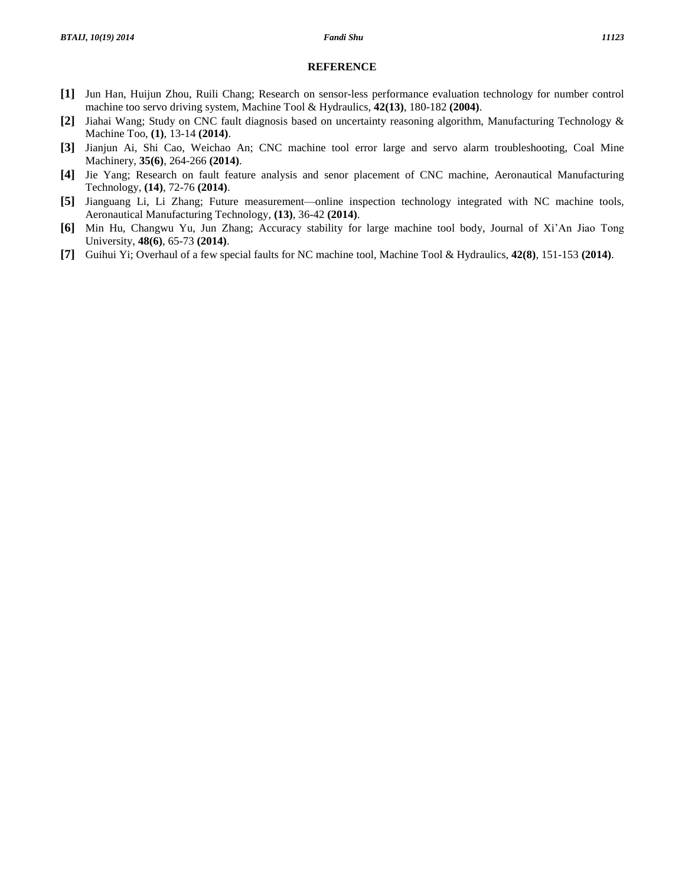## REFERENCE

**[1]** Jun Han, Huijun Zhou, Ruili Chang; Research on sensor-less performance evaluation technology for number control machine too servo driving system, Machine Tool & Hydraulics, **42(13)**, 180-182 **(2004)**.

**[2]** Jiahai Wang; Study on CNC fault diagnosis based on uncertainty reasoning algorithm, Manufacturing Technology & Machine Too, **(1)**, 13-14 **(2014)**.

**[3]** Jianjun Ai, Shi Cao, Weichao An; CNC machine tool error large and servo alarm troubleshooting, Coal Mine Machinery, **35(6)**, 264-266 **(2014)**.

**[4]** Jie Yang; Research on fault feature analysis and senor placement of CNC machine, Aeronautical Manufacturing Technology, **(14)**, 72-76 **(2014)**.

**[5]** Jianguang Li, Li Zhang; Future measurement—online inspection technology integrated with NC machine tools, Aeronautical Manufacturing Technology, **(13)**, 36-42 **(2014)**.

**[6]** Min Hu, Changwu Yu, Jun Zhang; Accuracy stability for large machine tool body, Journal of Xi'An Jiao Tong University, **48(6)**, 65-73 **(2014)**.

**[7]** Guihui Yi; Overhaul of a few special faults for NC machine tool, Machine Tool & Hydraulics, **42(8)**, 151-153 **(2014)**.